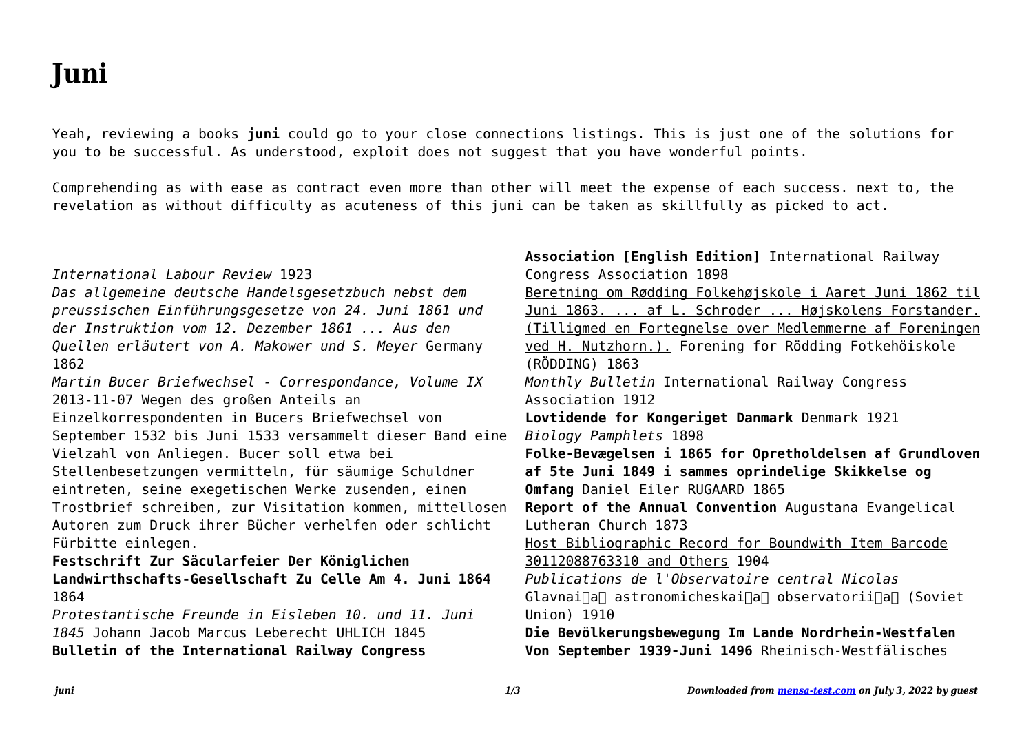# Juni

Yeah, reviewing a books **juni** could go to your close connections listings. This is just one of the solutions for you to be successful. As understood, exploit does not suggest that you have wonderful points.

Comprehending as with ease as contract even more than other will meet the expense of each success. next to, the revelation as without difficulty as acuteness of this juni can be taken as skillfully as picked to act.

*International Labour Review* 1923

*Das allgemeine deutsche Handelsgesetzbuch nebst dem preussischen Einführungsgesetze von 24. Juni 1861 und der Instruktion vom 12. Dezember 1861 ... Aus den Quellen erläutert von A. Makower und S. Meyer* Germany 1862

*Martin Bucer Briefwechsel - Correspondance, Volume IX* 2013-11-07 Wegen des großen Anteils an Einzelkorrespondenten in Bucers Briefwechsel von September 1532 bis Juni 1533 versammelt dieser Band eine Vielzahl von Anliegen. Bucer soll etwa bei Stellenbesetzungen vermitteln, für säumige Schuldner eintreten, seine exegetischen Werke zusenden, einen Trostbrief schreiben, zur Visitation kommen, mittellosen Autoren zum Druck ihrer Bücher verhelfen oder schlicht Fürbitte einlegen.

**Festschrift Zur Säcularfeier Der Königlichen Landwirthschafts-Gesellschaft Zu Celle Am 4. Juni 1864** 1864

*Protestantische Freunde in Eisleben 10. und 11. Juni 1845* Johann Jacob Marcus Leberecht UHLICH 1845

**Bulletin of the International Railway Congress Association [English Edition]** International Railway Congress Association 1898

Beretning om Rødding Folkehøjskole i Aaret Juni 1862 til Juni 1863. ... af L. Schroder ... Højskolens Forstander. (Tilligmed en Fortegnelse over Medlemmerne af Foreningen ved H. Nutzhorn.). Forening for Rödding Fotkehöiskole (RÖDDING) 1863

*Monthly Bulletin* International Railway Congress Association 1912

**Lovtidende for Kongeriget Danmark** Denmark 1921

*Biology Pamphlets* 1898

**Folke-Bevægelsen i 1865 for Opretholdelsen af Grundloven af 5te Juni 1849 i sammes oprindelige Skikkelse og Omfang** Daniel Eiler RUGAARD 1865

**Report of the Annual Convention** Augustana Evangelical Lutheran Church 1873

Host Bibliographic Record for Boundwith Item Barcode 30112088763310 and Others 1904

*Publications de l'Observatoire central Nicolas* Glavnai͡a astronomicheskai͡a observatorii͡a (Soviet Union) 1910

**Die Bevölkerungsbewegung Im Lande Nordrhein-Westfalen Von September 1939-Juni 1496** Rheinisch-Westfälisches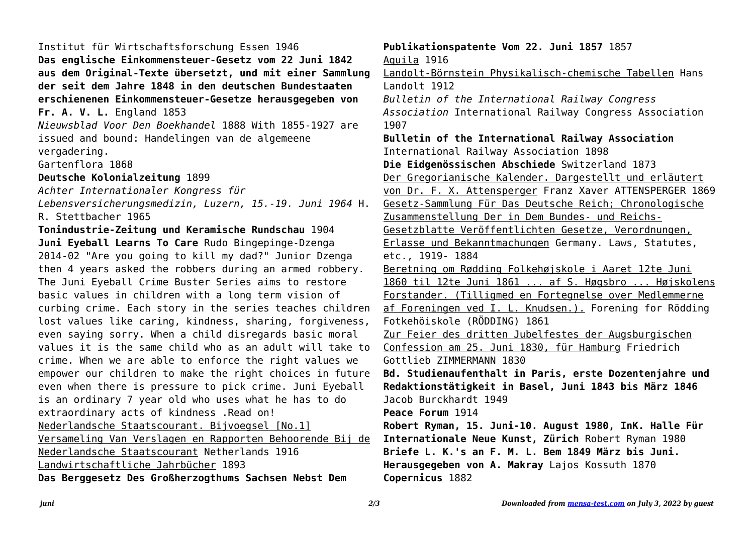Institut für Wirtschaftsforschung Essen 1946

**Das englische Einkommensteuer-Gesetz vom 22 Juni 1842 aus dem Original-Texte übersetzt, und mit einer Sammlung der seit dem Jahre 1848 in den deutschen Bundestaaten erschienenen Einkommensteuer-Gesetze herausgegeben von Fr. A. V. L.** England 1853

*Nieuwsblad Voor Den Boekhandel* 1888 With 1855-1927 are issued and bound: Handelingen van de algemeene vergadering.

Gartenflora 1868

**Deutsche Kolonialzeitung** 1899

*Achter Internationaler Kongress für Lebensversicherungsmedizin, Luzern, 15.-19. Juni 1964* H. R. Stettbacher 1965

**Tonindustrie-Zeitung und Keramische Rundschau** 1904

**Juni Eyeball Learns To Care** Rudo Bingepinge-Dzenga 2014-02 "Are you going to kill my dad?" Junior Dzenga then 4 years asked the robbers during an armed robbery. The Juni Eyeball Crime Buster Series aims to restore basic values in children with a long term vision of curbing crime. Each story in the series teaches children lost values like caring, kindness, sharing, forgiveness, even saying sorry. When a child disregards basic moral values it is the same child who as an adult will take to crime. When we are able to enforce the right values we empower our children to make the right choices in future even when there is pressure to pick crime. Juni Eyeball is an ordinary 7 year old who uses what he has to do extraordinary acts of kindness .Read on!

Nederlandsche Staatscourant. Bijvoegsel [No.1] Versameling Van Verslagen en Rapporten Behoorende Bij de Nederlandsche Staatscourant Netherlands 1916

Landwirtschaftliche Jahrbücher 1893

**Das Berggesetz Des Großherzogthums Sachsen Nebst Dem Publikationspatente Vom 22. Juni 1857** 1857

Aquila 1916

Landolt-Börnstein Physikalisch-chemische Tabellen Hans Landolt 1912

*Bulletin of the International Railway Congress Association* International Railway Congress Association 1907

**Bulletin of the International Railway Association** International Railway Association 1898

**Die Eidgenössischen Abschiede** Switzerland 1873

Der Gregorianische Kalender. Dargestellt und erläutert von Dr. F. X. Attensperger Franz Xaver ATTENSPERGER 1869

Gesetz-Sammlung Für Das Deutsche Reich; Chronologische Zusammenstellung Der in Dem Bundes- und Reichs-Gesetzblatte Veröffentlichten Gesetze, Verordnungen, Erlasse und Bekanntmachungen Germany. Laws, Statutes, etc., 1919- 1884

Beretning om Rødding Folkehøjskole i Aaret 12te Juni 1860 til 12te Juni 1861 ... af S. Høgsbro ... Højskolens Forstander. (Tilligmed en Fortegnelse over Medlemmerne af Foreningen ved I. L. Knudsen.). Forening for Rödding Fotkehöiskole (RÖDDING) 1861

Zur Feier des dritten Jubelfestes der Augsburgischen Confession am 25. Juni 1830, für Hamburg Friedrich Gottlieb ZIMMERMANN 1830

**Bd. Studienaufenthalt in Paris, erste Dozentenjahre und Redaktionstätigkeit in Basel, Juni 1843 bis März 1846** Jacob Burckhardt 1949

**Peace Forum** 1914

**Robert Ryman, 15. Juni-10. August 1980, InK. Halle Für Internationale Neue Kunst, Zürich** Robert Ryman 1980

**Briefe L. K.'s an F. M. L. Bem 1849 März bis Juni. Herausgegeben von A. Makray** Lajos Kossuth 1870

**Copernicus** 1882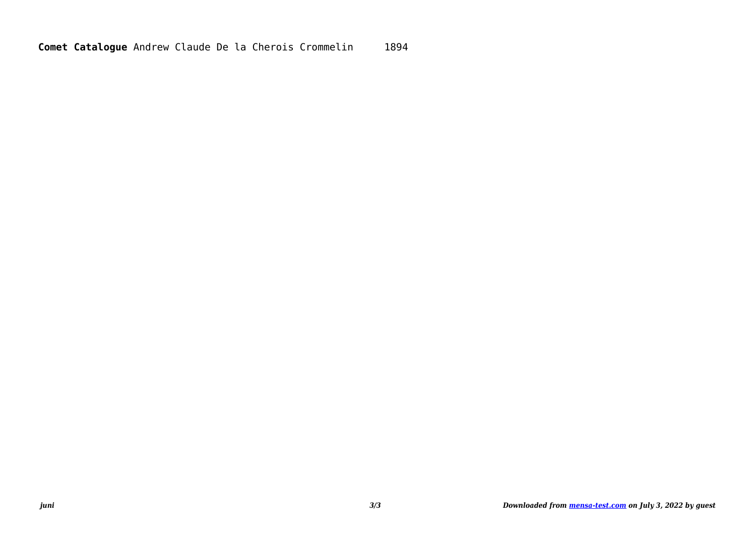**Comet Catalogue** Andrew Claude De la Cherois Crommelin 1894